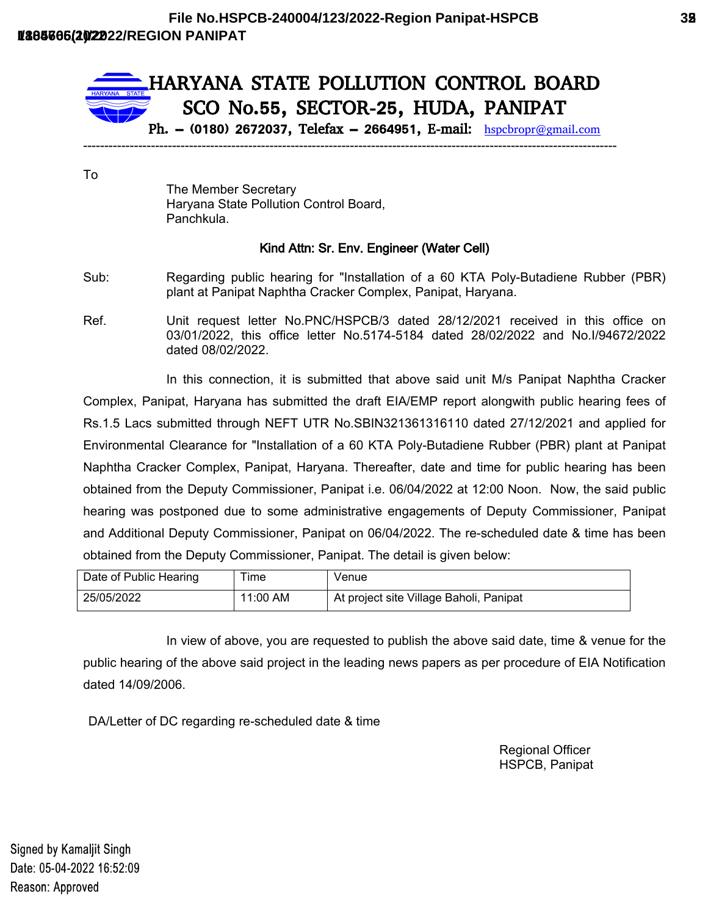File No.HSPCB-240004/123/2022-Region Panipat-HSPCB

# HARYANA STATE POLLUTION CONTROL BOARD
## SCO No.55, SECTOR-25, HUDA, PANIPAT

Ph. – (0180) 2672037, Telefax – 2664951, E-mail: hspcbropr@gmail.com

---

To

The Member Secretary
Haryana State Pollution Control Board,
Panchkula.

**Kind Attn: Sr. Env. Engineer (Water Cell)**

Sub: Regarding public hearing for "Installation of a 60 KTA Poly-Butadiene Rubber (PBR) plant at Panipat Naphtha Cracker Complex, Panipat, Haryana.

Ref. Unit request letter No.PNC/HSPCB/3 dated 28/12/2021 received in this office on 03/01/2022, this office letter No.5174-5184 dated 28/02/2022 and No.I/94672/2022 dated 08/02/2022.

In this connection, it is submitted that above said unit M/s Panipat Naphtha Cracker Complex, Panipat, Haryana has submitted the draft EIA/EMP report alongwith public hearing fees of Rs.1.5 Lacs submitted through NEFT UTR No.SBIN321361316110 dated 27/12/2021 and applied for Environmental Clearance for "Installation of a 60 KTA Poly-Butadiene Rubber (PBR) plant at Panipat Naphtha Cracker Complex, Panipat, Haryana. Thereafter, date and time for public hearing has been obtained from the Deputy Commissioner, Panipat i.e. 06/04/2022 at 12:00 Noon. Now, the said public hearing was postponed due to some administrative engagements of Deputy Commissioner, Panipat and Additional Deputy Commissioner, Panipat on 06/04/2022. The re-scheduled date & time has been obtained from the Deputy Commissioner, Panipat. The detail is given below:

| Date of Public Hearing | Time | Venue |
|---|---|---|
| 25/05/2022 | 11:00 AM | At project site Village Baholi, Panipat |

In view of above, you are requested to publish the above said date, time & venue for the public hearing of the above said project in the leading news papers as per procedure of EIA Notification dated 14/09/2006.

DA/Letter of DC regarding re-scheduled date & time

Regional Officer
HSPCB, Panipat

Signed by Kamaljit Singh
Date: 05-04-2022 16:52:09
Reason: Approved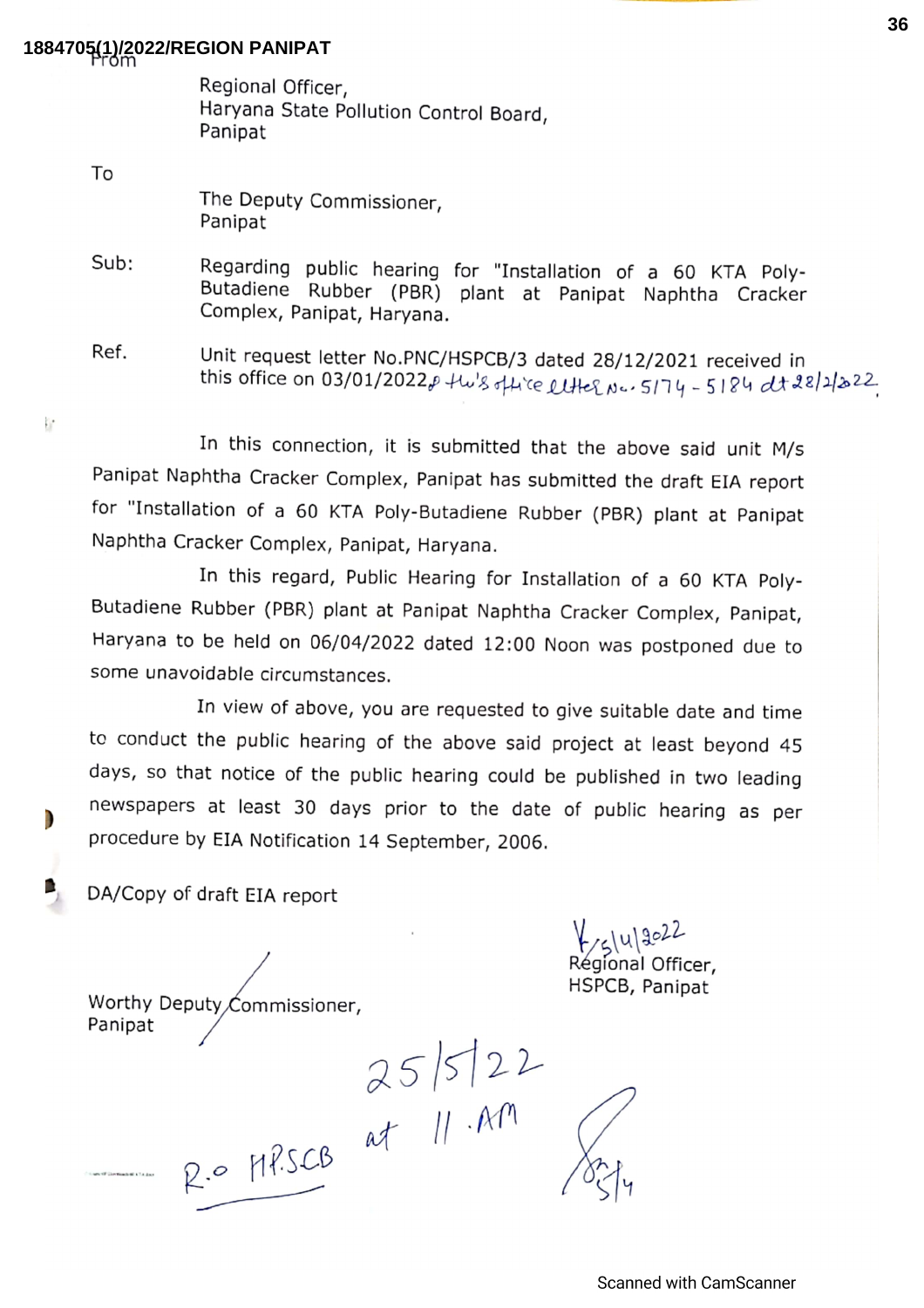1884705(1)/2022/REGION PANIPAT

From

Regional Officer,
Haryana State Pollution Control Board,
Panipat

To

The Deputy Commissioner,
Panipat

Sub: Regarding public hearing for "Installation of a 60 KTA Poly-Butadiene Rubber (PBR) plant at Panipat Naphtha Cracker Complex, Panipat, Haryana.

Ref. Unit request letter No.PNC/HSPCB/3 dated 28/12/2021 received in this office on 03/01/2022, & this office letter No. 5174 - 5184 dt 28/2/2022.

In this connection, it is submitted that the above said unit M/s Panipat Naphtha Cracker Complex, Panipat has submitted the draft EIA report for "Installation of a 60 KTA Poly-Butadiene Rubber (PBR) plant at Panipat Naphtha Cracker Complex, Panipat, Haryana.

In this regard, Public Hearing for Installation of a 60 KTA Poly-Butadiene Rubber (PBR) plant at Panipat Naphtha Cracker Complex, Panipat, Haryana to be held on 06/04/2022 dated 12:00 Noon was postponed due to some unavoidable circumstances.

In view of above, you are requested to give suitable date and time to conduct the public hearing of the above said project at least beyond 45 days, so that notice of the public hearing could be published in two leading newspapers at least 30 days prior to the date of public hearing as per procedure by EIA Notification 14 September, 2006.

DA/Copy of draft EIA report

5/4/2022
Regional Officer,
HSPCB, Panipat

Worthy Deputy Commissioner,
Panipat

25/5/22
at 11. AM

R.O HPSCB

5/4